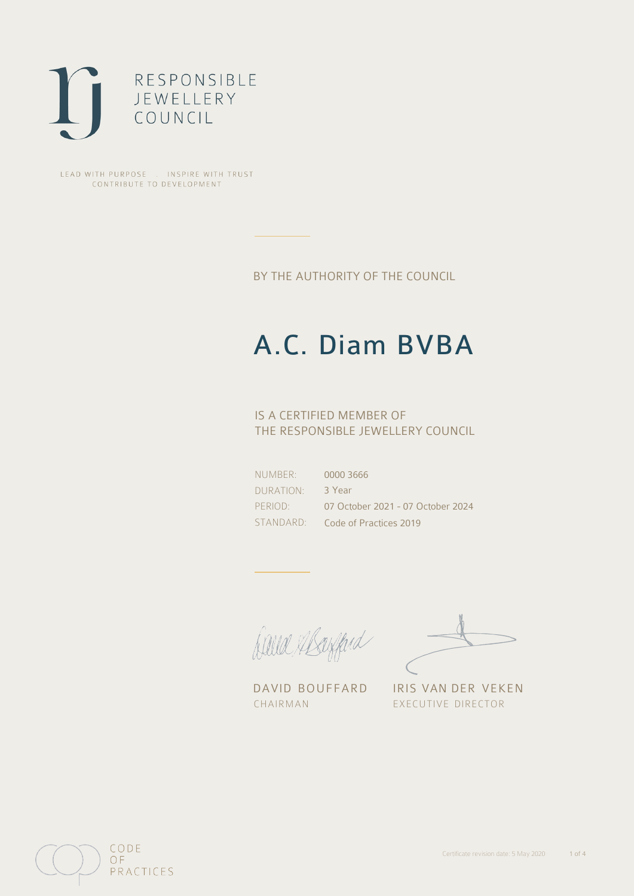RESPONSIBLE
JEWELLERY
COUNCIL

LEAD WITH PURPOSE . INSPIRE WITH TRUST
CONTRIBUTE TO DEVELOPMENT

BY THE AUTHORITY OF THE COUNCIL

# A.C. Diam BVBA

IS A CERTIFIED MEMBER OF
THE RESPONSIBLE JEWELLERY COUNCIL

| | |
|---|---|
| NUMBER: | 0000 3666 |
| DURATION: | 3 Year |
| PERIOD: | 07 October 2021 - 07 October 2024 |
| STANDARD: | Code of Practices 2019 |

DAVID BOUFFARD
CHAIRMAN

IRIS VAN DER VEKEN
EXECUTIVE DIRECTOR

CODE
OF
PRACTICES

Certificate revision date: 5 May 2020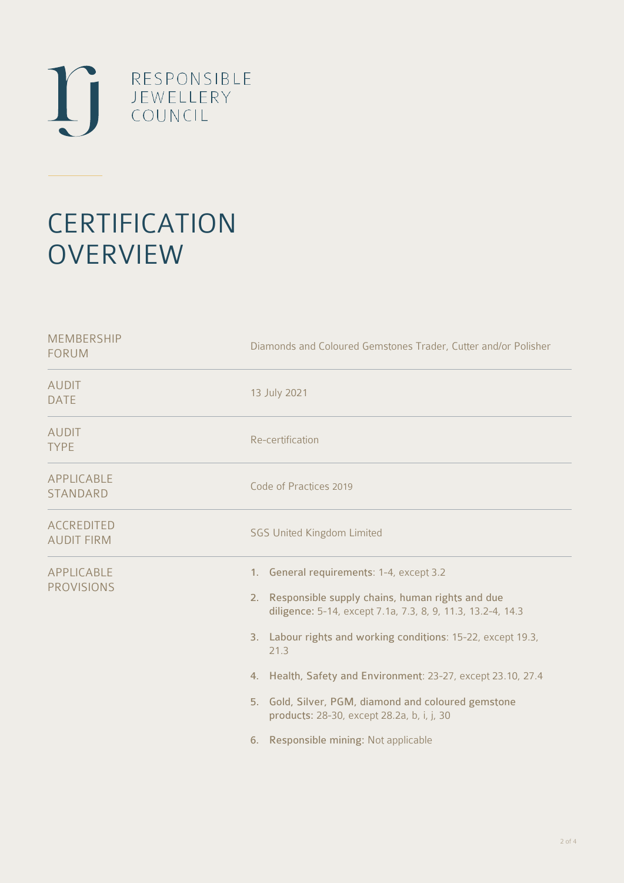RESPONSIBLE
JEWELLERY
COUNCIL

# CERTIFICATION OVERVIEW

| | |
|---|---|
| MEMBERSHIP FORUM | Diamonds and Coloured Gemstones Trader, Cutter and/or Polisher |
| AUDIT DATE | 13 July 2021 |
| AUDIT TYPE | Re-certification |
| APPLICABLE STANDARD | Code of Practices 2019 |
| ACCREDITED AUDIT FIRM | SGS United Kingdom Limited |
| APPLICABLE PROVISIONS | 1. **General requirements**: 1-4, except 3.2<br>2. **Responsible supply chains, human rights and due diligence**: 5-14, except 7.1a, 7.3, 8, 9, 11.3, 13.2-4, 14.3<br>3. **Labour rights and working conditions**: 15-22, except 19.3, 21.3<br>4. **Health, Safety and Environment**: 23-27, except 23.10, 27.4<br>5. **Gold, Silver, PGM, diamond and coloured gemstone products**: 28-30, except 28.2a, b, i, j, 30<br>6. **Responsible mining**: Not applicable |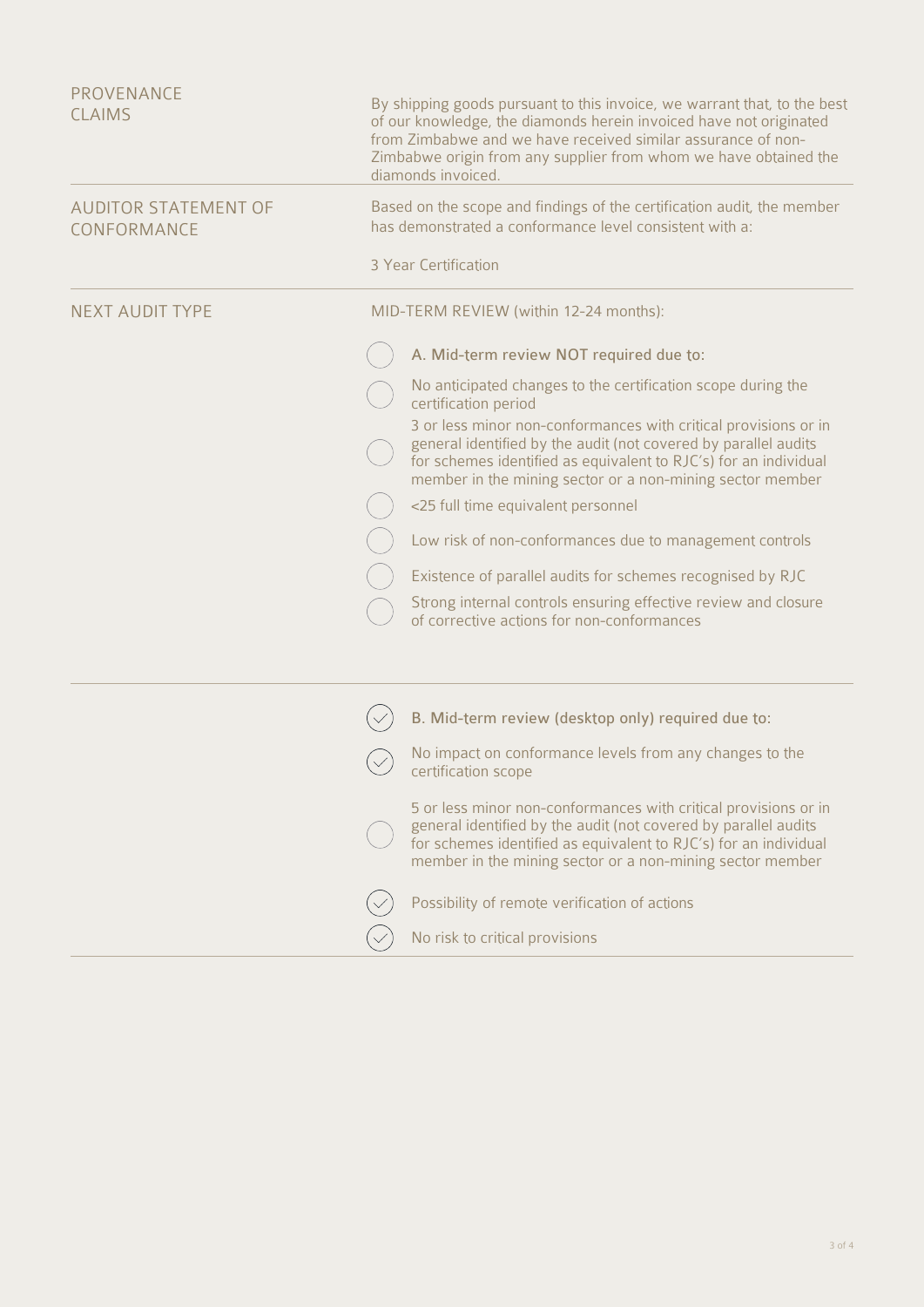| | |
|---|---|
| PROVENANCE CLAIMS | By shipping goods pursuant to this invoice, we warrant that, to the best of our knowledge, the diamonds herein invoiced have not originated from Zimbabwe and we have received similar assurance of non-Zimbabwe origin from any supplier from whom we have obtained the diamonds invoiced. |
| AUDITOR STATEMENT OF CONFORMANCE | Based on the scope and findings of the certification audit, the member has demonstrated a conformance level consistent with a:<br><br>3 Year Certification |
| NEXT AUDIT TYPE | MID-TERM REVIEW (within 12-24 months):<br><br>☐ A. Mid-term review NOT required due to:<br>☐ No anticipated changes to the certification scope during the certification period<br>☐ 3 or less minor non-conformances with critical provisions or in general identified by the audit (not covered by parallel audits for schemes identified as equivalent to RJC's) for an individual member in the mining sector or a non-mining sector member<br>☐ <25 full time equivalent personnel<br>☐ Low risk of non-conformances due to management controls<br>☐ Existence of parallel audits for schemes recognised by RJC<br>☐ Strong internal controls ensuring effective review and closure of corrective actions for non-conformances |
| | ☑ B. Mid-term review (desktop only) required due to:<br>☑ No impact on conformance levels from any changes to the certification scope<br>☐ 5 or less minor non-conformances with critical provisions or in general identified by the audit (not covered by parallel audits for schemes identified as equivalent to RJC's) for an individual member in the mining sector or a non-mining sector member<br>☑ Possibility of remote verification of actions<br>☑ No risk to critical provisions |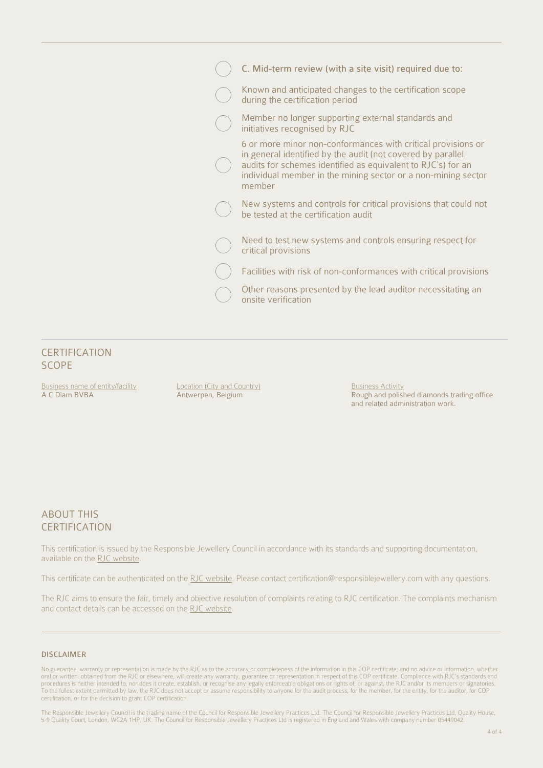C. Mid-term review (with a site visit) required due to:

- Known and anticipated changes to the certification scope during the certification period
- Member no longer supporting external standards and initiatives recognised by RJC
- 6 or more minor non-conformances with critical provisions or in general identified by the audit (not covered by parallel audits for schemes identified as equivalent to RJC's) for an individual member in the mining sector or a non-mining sector member
- New systems and controls for critical provisions that could not be tested at the certification audit
- Need to test new systems and controls ensuring respect for critical provisions
- Facilities with risk of non-conformances with critical provisions
- Other reasons presented by the lead auditor necessitating an onsite verification

## CERTIFICATION SCOPE

| Business name of entity/facility | Location (City and Country) | Business Activity |
| --- | --- | --- |
| A C Diam BVBA | Antwerpen, Belgium | Rough and polished diamonds trading office and related administration work. |

## ABOUT THIS CERTIFICATION

This certification is issued by the Responsible Jewellery Council in accordance with its standards and supporting documentation, available on the RJC website.

This certificate can be authenticated on the RJC website. Please contact certification@responsiblejewellery.com with any questions.

The RJC aims to ensure the fair, timely and objective resolution of complaints relating to RJC certification. The complaints mechanism and contact details can be accessed on the RJC website.

### DISCLAIMER

No guarantee, warranty or representation is made by the RJC as to the accuracy or completeness of the information in this COP certificate, and no advice or information, whether oral or written, obtained from the RJC or elsewhere, will create any warranty, guarantee or representation in respect of this COP certificate. Compliance with RJC's standards and procedures is neither intended to, nor does it create, establish, or recognise any legally enforceable obligations or rights of, or against, the RJC and/or its members or signatories. To the fullest extent permitted by law, the RJC does not accept or assume responsibility to anyone for the audit process, for the member, for the entity, for the auditor, for COP certification, or for the decision to grant COP certification.

The Responsible Jewellery Council is the trading name of the Council for Responsible Jewellery Practices Ltd. The Council for Responsible Jewellery Practices Ltd, Quality House, 5-9 Quality Court, London, WC2A 1HP, UK. The Council for Responsible Jewellery Practices Ltd is registered in England and Wales with company number 05449042.